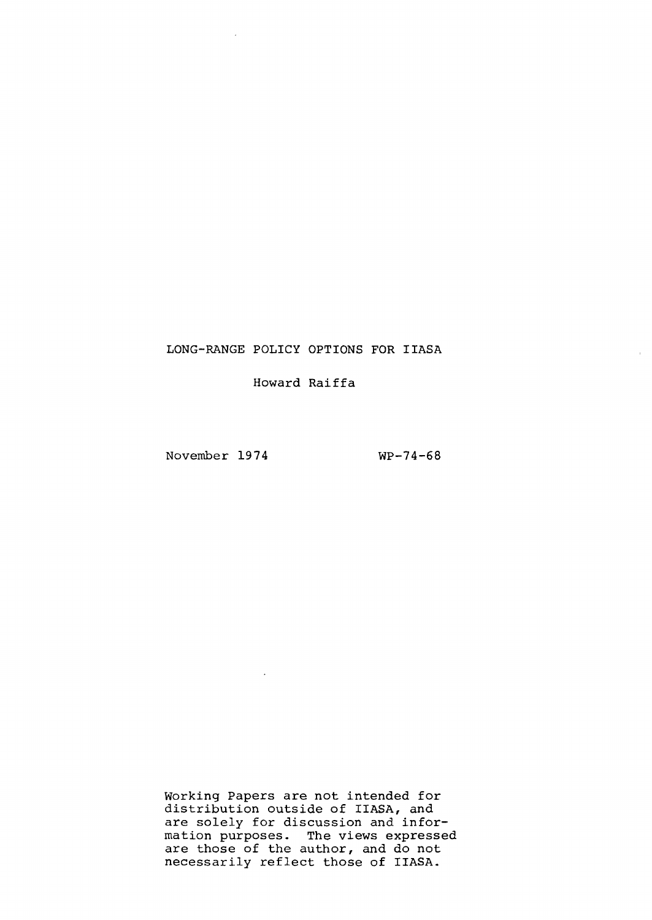# LONG-RANGE POLICY OPTIONS FOR IIASA

Howard Raiffa

November 1974 WP-74-68

Working Papers are not intended for distribution outside of IIASA, and are solely for discussion and information purposes. The views expressed are those of the author, and do not necessarily reflect those of IIASA.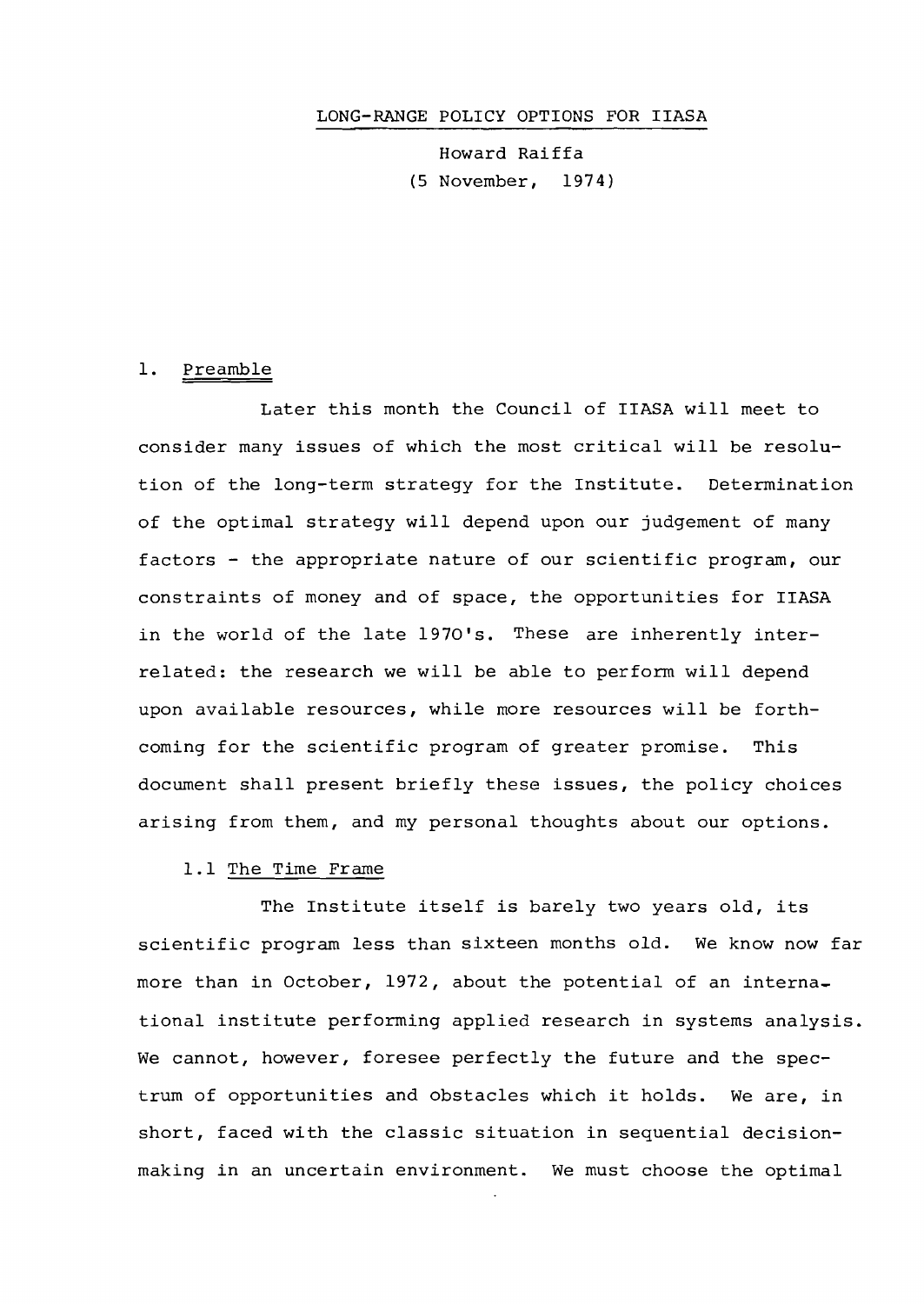LONG-RANGE POLICY OPTIONS FOR IIASA

Howard Raiffa
(5 November, 1974)

## 1. Preamble

Later this month the Council of IIASA will meet to consider many issues of which the most critical will be resolution of the long-term strategy for the Institute. Determination of the optimal strategy will depend upon our judgement of many factors - the appropriate nature of our scientific program, our constraints of money and of space, the opportunities for IIASA in the world of the late 1970's. These are inherently interrelated: the research we will be able to perform will depend upon available resources, while more resources will be forthcoming for the scientific program of greater promise. This document shall present briefly these issues, the policy choices arising from them, and my personal thoughts about our options.

### 1.1 The Time Frame

The Institute itself is barely two years old, its scientific program less than sixteen months old. We know now far more than in October, 1972, about the potential of an international institute performing applied research in systems analysis. We cannot, however, foresee perfectly the future and the spectrum of opportunities and obstacles which it holds. We are, in short, faced with the classic situation in sequential decision-making in an uncertain environment. We must choose the optimal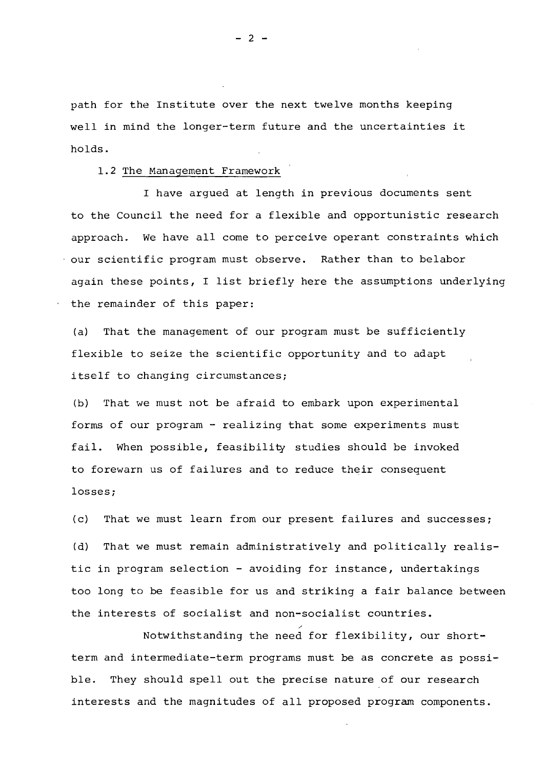path for the Institute over the next twelve months keeping well in mind the longer-term future and the uncertainties it holds.

### 1.2 The Management Framework

I have argued at length in previous documents sent to the Council the need for a flexible and opportunistic research approach. We have all come to perceive operant constraints which our scientific program must observe. Rather than to belabor again these points, I list briefly here the assumptions underlying the remainder of this paper:

(a) That the management of our program must be sufficiently flexible to seize the scientific opportunity and to adapt itself to changing circumstances;

(b) That we must not be afraid to embark upon experimental forms of our program - realizing that some experiments must fail. When possible, feasibility studies should be invoked to forewarn us of failures and to reduce their consequent losses;

(c) That we must learn from our present failures and successes;

(d) That we must remain administratively and politically realistic in program selection - avoiding for instance, undertakings too long to be feasible for us and striking a fair balance between the interests of socialist and non-socialist countries.

Notwithstanding the need for flexibility, our short-term and intermediate-term programs must be as concrete as possible. They should spell out the precise nature of our research interests and the magnitudes of all proposed program components.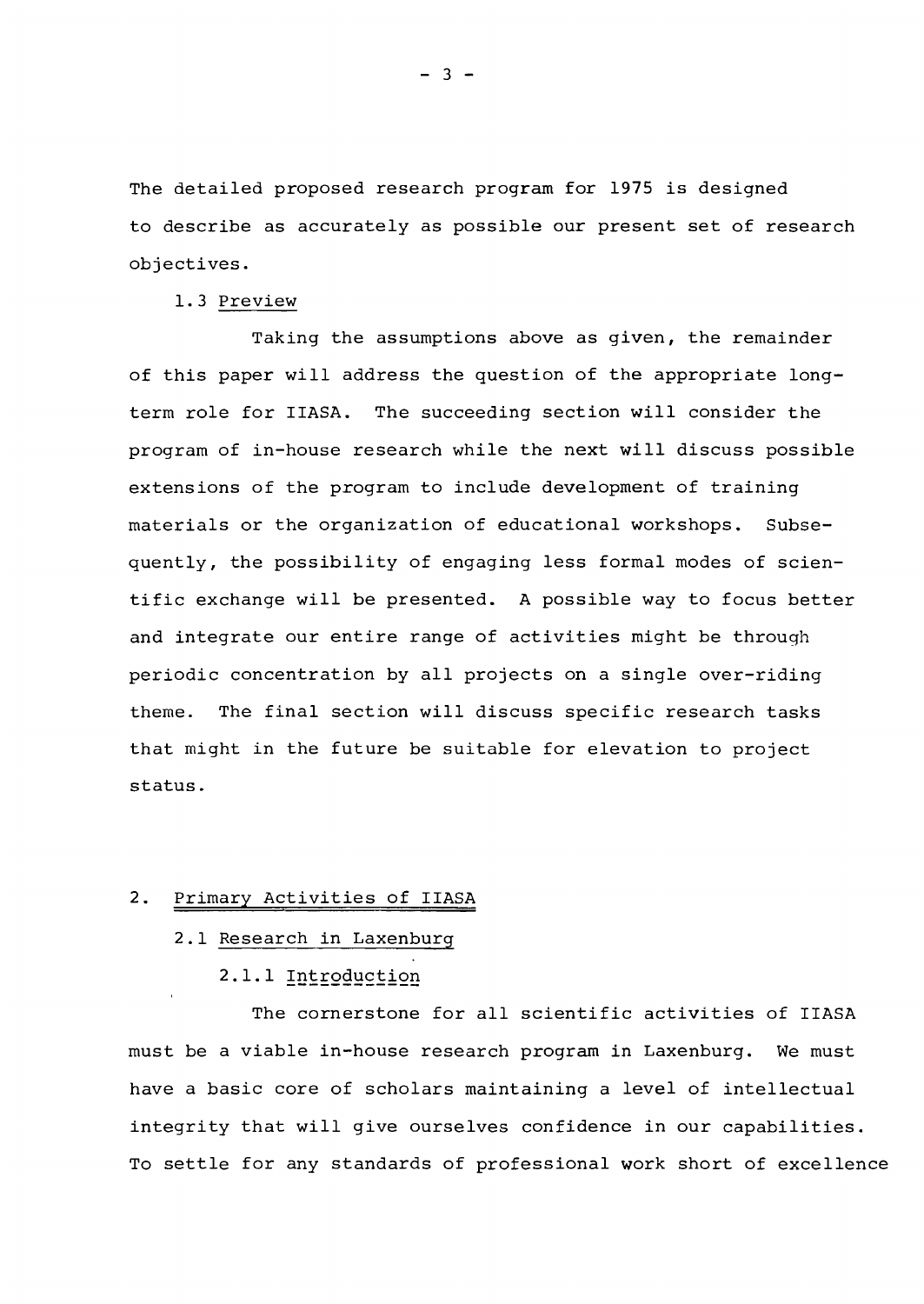The detailed proposed research program for 1975 is designed to describe as accurately as possible our present set of research objectives.

### 1.3 Preview

Taking the assumptions above as given, the remainder of this paper will address the question of the appropriate long-term role for IIASA. The succeeding section will consider the program of in-house research while the next will discuss possible extensions of the program to include development of training materials or the organization of educational workshops. Subsequently, the possibility of engaging less formal modes of scientific exchange will be presented. A possible way to focus better and integrate our entire range of activities might be through periodic concentration by all projects on a single over-riding theme. The final section will discuss specific research tasks that might in the future be suitable for elevation to project status.

## 2. Primary Activities of IIASA

### 2.1 Research in Laxenburg

#### 2.1.1 Introduction

The cornerstone for all scientific activities of IIASA must be a viable in-house research program in Laxenburg. We must have a basic core of scholars maintaining a level of intellectual integrity that will give ourselves confidence in our capabilities. To settle for any standards of professional work short of excellence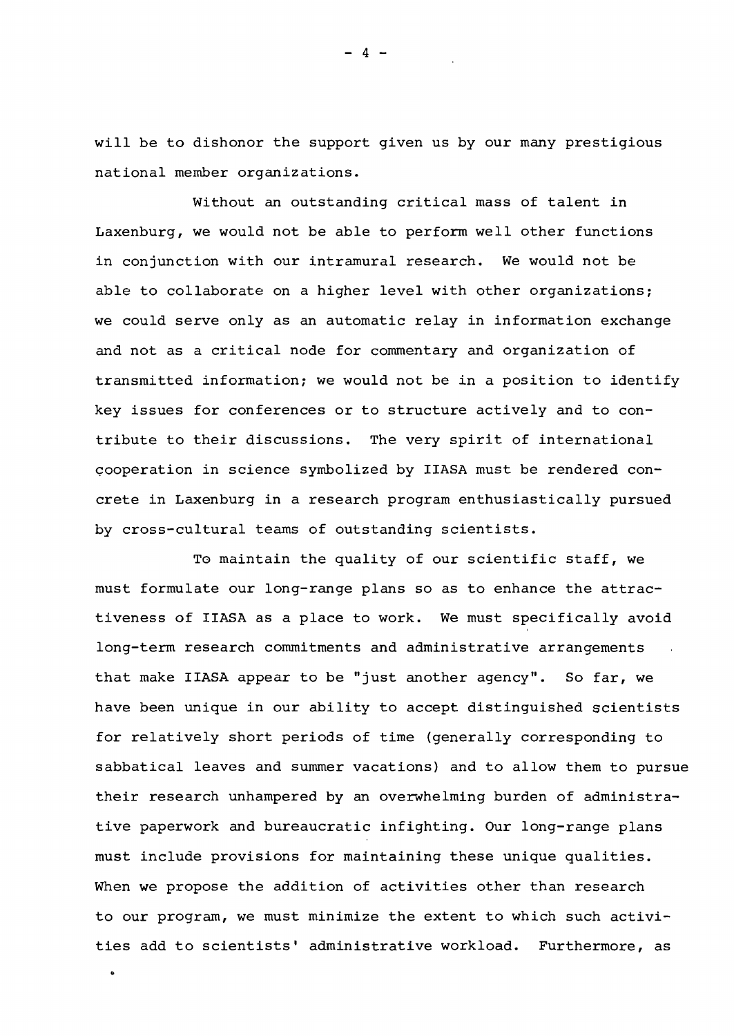will be to dishonor the support given us by our many prestigious national member organizations.

Without an outstanding critical mass of talent in Laxenburg, we would not be able to perform well other functions in conjunction with our intramural research. We would not be able to collaborate on a higher level with other organizations; we could serve only as an automatic relay in information exchange and not as a critical node for commentary and organization of transmitted information; we would not be in a position to identify key issues for conferences or to structure actively and to contribute to their discussions. The very spirit of international cooperation in science symbolized by IIASA must be rendered concrete in Laxenburg in a research program enthusiastically pursued by cross-cultural teams of outstanding scientists.

To maintain the quality of our scientific staff, we must formulate our long-range plans so as to enhance the attractiveness of IIASA as a place to work. We must specifically avoid long-term research commitments and administrative arrangements that make IIASA appear to be "just another agency". So far, we have been unique in our ability to accept distinguished scientists for relatively short periods of time (generally corresponding to sabbatical leaves and summer vacations) and to allow them to pursue their research unhampered by an overwhelming burden of administrative paperwork and bureaucratic infighting. Our long-range plans must include provisions for maintaining these unique qualities. When we propose the addition of activities other than research to our program, we must minimize the extent to which such activities add to scientists' administrative workload. Furthermore, as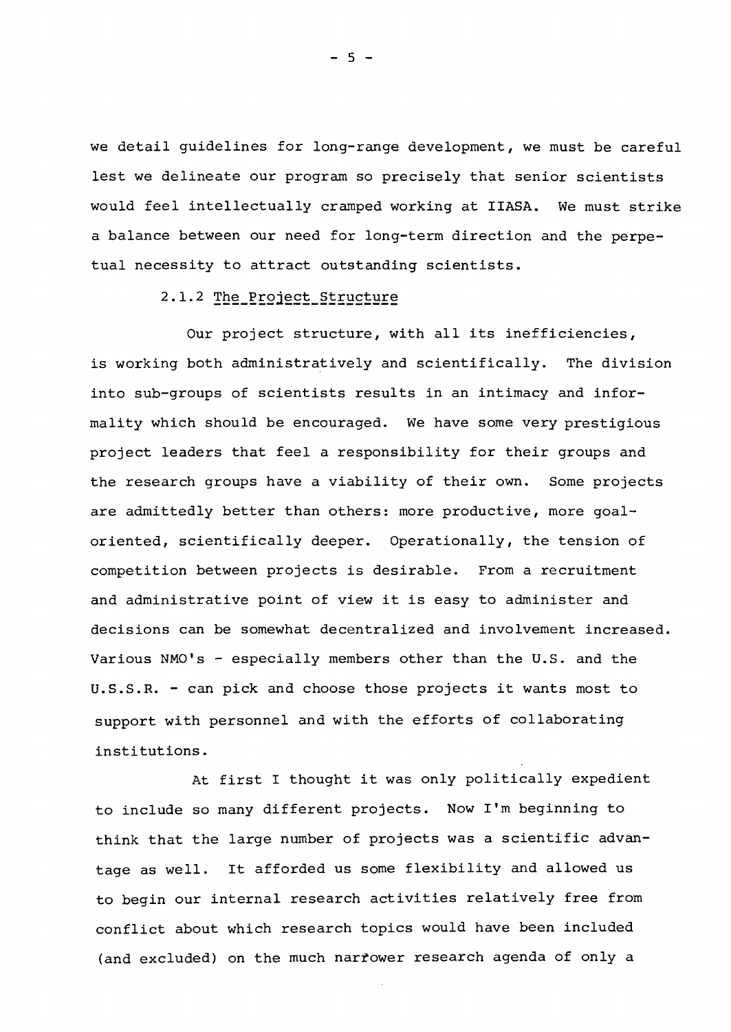we detail guidelines for long-range development, we must be careful lest we delineate our program so precisely that senior scientists would feel intellectually cramped working at IIASA. We must strike a balance between our need for long-term direction and the perpetual necessity to attract outstanding scientists.

### 2.1.2 The Project Structure

Our project structure, with all its inefficiencies, is working both administratively and scientifically. The division into sub-groups of scientists results in an intimacy and informality which should be encouraged. We have some very prestigious project leaders that feel a responsibility for their groups and the research groups have a viability of their own. Some projects are admittedly better than others: more productive, more goal-oriented, scientifically deeper. Operationally, the tension of competition between projects is desirable. From a recruitment and administrative point of view it is easy to administer and decisions can be somewhat decentralized and involvement increased. Various NMO's - especially members other than the U.S. and the U.S.S.R. - can pick and choose those projects it wants most to support with personnel and with the efforts of collaborating institutions.

At first I thought it was only politically expedient to include so many different projects. Now I'm beginning to think that the large number of projects was a scientific advantage as well. It afforded us some flexibility and allowed us to begin our internal research activities relatively free from conflict about which research topics would have been included (and excluded) on the much narrower research agenda of only a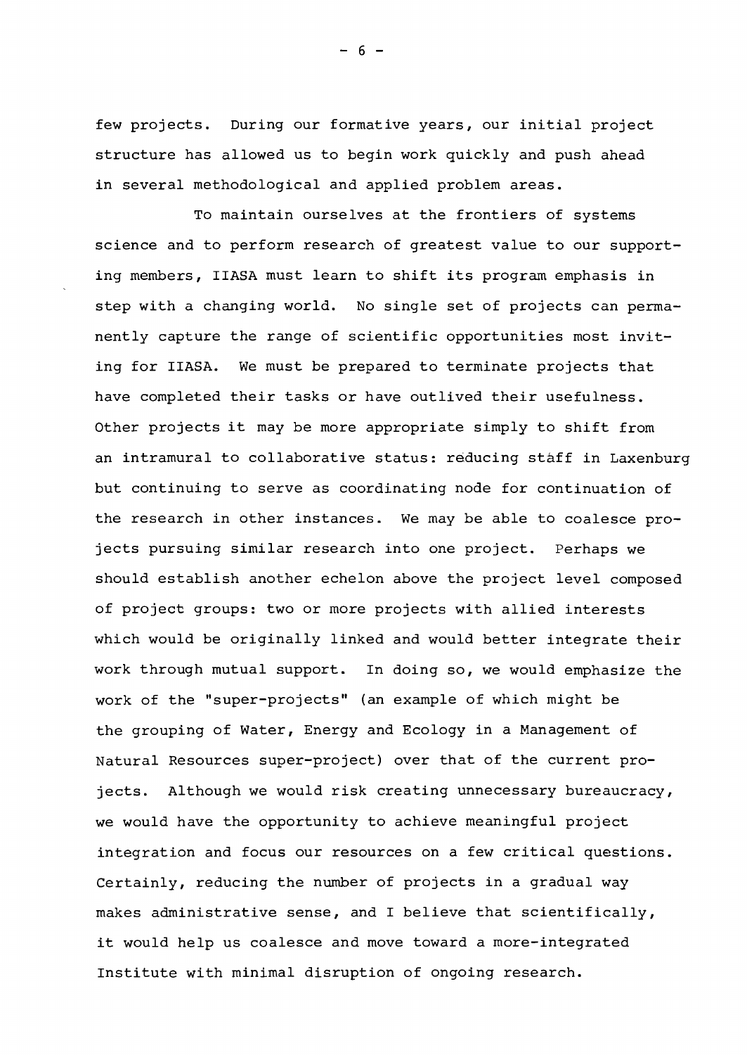few projects. During our formative years, our initial project structure has allowed us to begin work quickly and push ahead in several methodological and applied problem areas.

To maintain ourselves at the frontiers of systems science and to perform research of greatest value to our supporting members, IIASA must learn to shift its program emphasis in step with a changing world. No single set of projects can permanently capture the range of scientific opportunities most inviting for IIASA. We must be prepared to terminate projects that have completed their tasks or have outlived their usefulness. Other projects it may be more appropriate simply to shift from an intramural to collaborative status: reducing staff in Laxenburg but continuing to serve as coordinating node for continuation of the research in other instances. We may be able to coalesce projects pursuing similar research into one project. Perhaps we should establish another echelon above the project level composed of project groups: two or more projects with allied interests which would be originally linked and would better integrate their work through mutual support. In doing so, we would emphasize the work of the "super-projects" (an example of which might be the grouping of Water, Energy and Ecology in a Management of Natural Resources super-project) over that of the current projects. Although we would risk creating unnecessary bureaucracy, we would have the opportunity to achieve meaningful project integration and focus our resources on a few critical questions. Certainly, reducing the number of projects in a gradual way makes administrative sense, and I believe that scientifically, it would help us coalesce and move toward a more-integrated Institute with minimal disruption of ongoing research.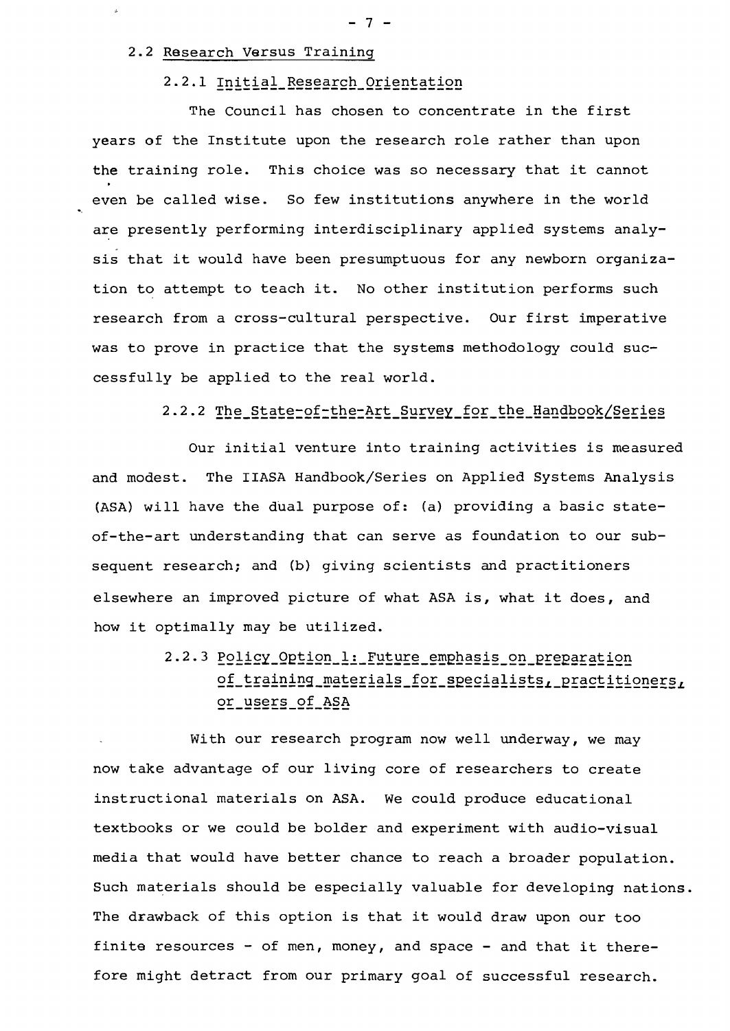## 2.2 Research Versus Training

### 2.2.1 Initial Research Orientation

The Council has chosen to concentrate in the first years of the Institute upon the research role rather than upon the training role. This choice was so necessary that it cannot even be called wise. So few institutions anywhere in the world are presently performing interdisciplinary applied systems analysis that it would have been presumptuous for any newborn organization to attempt to teach it. No other institution performs such research from a cross-cultural perspective. Our first imperative was to prove in practice that the systems methodology could successfully be applied to the real world.

### 2.2.2 The State-of-the-Art Survey for the Handbook/Series

Our initial venture into training activities is measured and modest. The IIASA Handbook/Series on Applied Systems Analysis (ASA) will have the dual purpose of: (a) providing a basic state-of-the-art understanding that can serve as foundation to our subsequent research; and (b) giving scientists and practitioners elsewhere an improved picture of what ASA is, what it does, and how it optimally may be utilized.

### 2.2.3 Policy Option 1: Future emphasis on preparation of training materials for specialists, practitioners, or users of ASA

With our research program now well underway, we may now take advantage of our living core of researchers to create instructional materials on ASA. We could produce educational textbooks or we could be bolder and experiment with audio-visual media that would have better chance to reach a broader population. Such materials should be especially valuable for developing nations. The drawback of this option is that it would draw upon our too finite resources - of men, money, and space - and that it therefore might detract from our primary goal of successful research.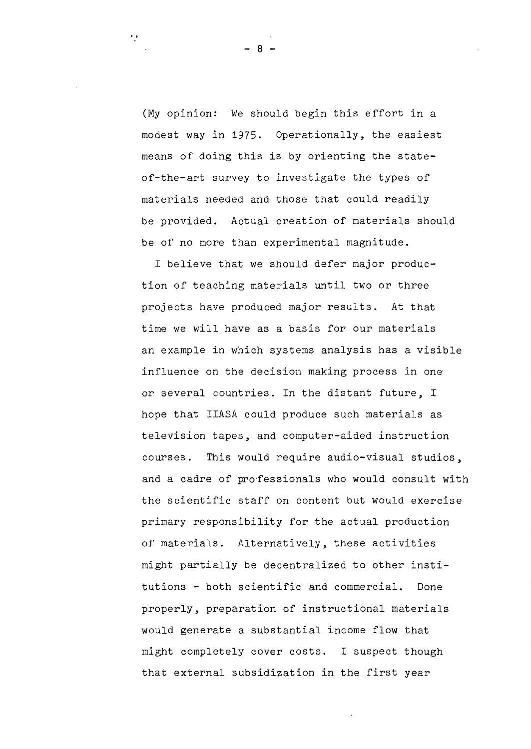(My opinion: We should begin this effort in a modest way in 1975. Operationally, the easiest means of doing this is by orienting the state-of-the-art survey to investigate the types of materials needed and those that could readily be provided. Actual creation of materials should be of no more than experimental magnitude.

I believe that we should defer major production of teaching materials until two or three projects have produced major results. At that time we will have as a basis for our materials an example in which systems analysis has a visible influence on the decision making process in one or several countries. In the distant future, I hope that IIASA could produce such materials as television tapes, and computer-aided instruction courses. This would require audio-visual studios, and a cadre of professionals who would consult with the scientific staff on content but would exercise primary responsibility for the actual production of materials. Alternatively, these activities might partially be decentralized to other institutions - both scientific and commercial. Done properly, preparation of instructional materials would generate a substantial income flow that might completely cover costs. I suspect though that external subsidization in the first year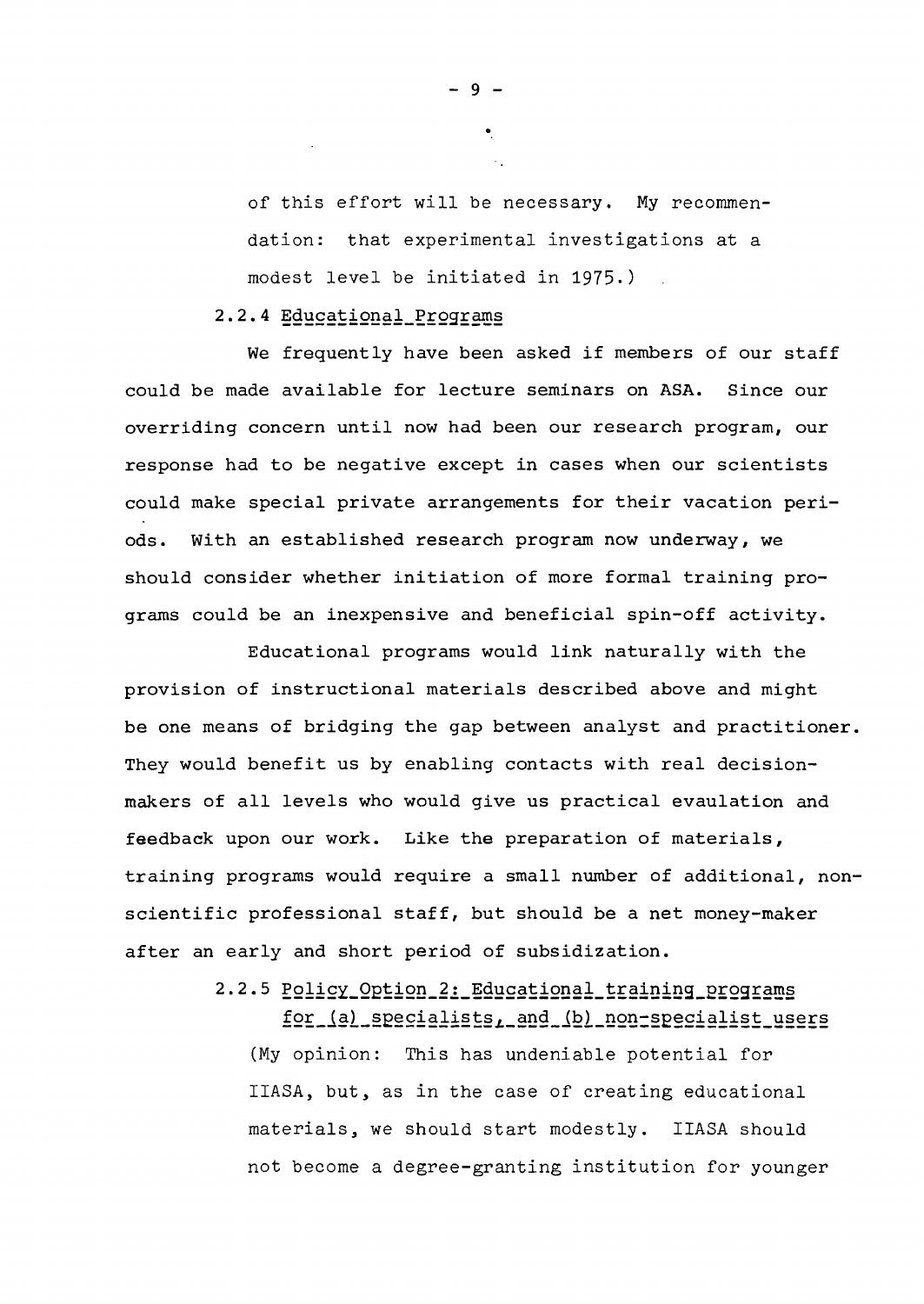of this effort will be necessary. My recommendation: that experimental investigations at a modest level be initiated in 1975.)

### 2.2.4 Educational Programs

We frequently have been asked if members of our staff could be made available for lecture seminars on ASA. Since our overriding concern until now had been our research program, our response had to be negative except in cases when our scientists could make special private arrangements for their vacation periods. With an established research program now underway, we should consider whether initiation of more formal training programs could be an inexpensive and beneficial spin-off activity.

Educational programs would link naturally with the provision of instructional materials described above and might be one means of bridging the gap between analyst and practitioner. They would benefit us by enabling contacts with real decision-makers of all levels who would give us practical evaulation and feedback upon our work. Like the preparation of materials, training programs would require a small number of additional, non-scientific professional staff, but should be a net money-maker after an early and short period of subsidization.

### 2.2.5 Policy Option 2: Educational training programs for (a) specialists, and (b) non-specialist users

(My opinion: This has undeniable potential for IIASA, but, as in the case of creating educational materials, we should start modestly. IIASA should not become a degree-granting institution for younger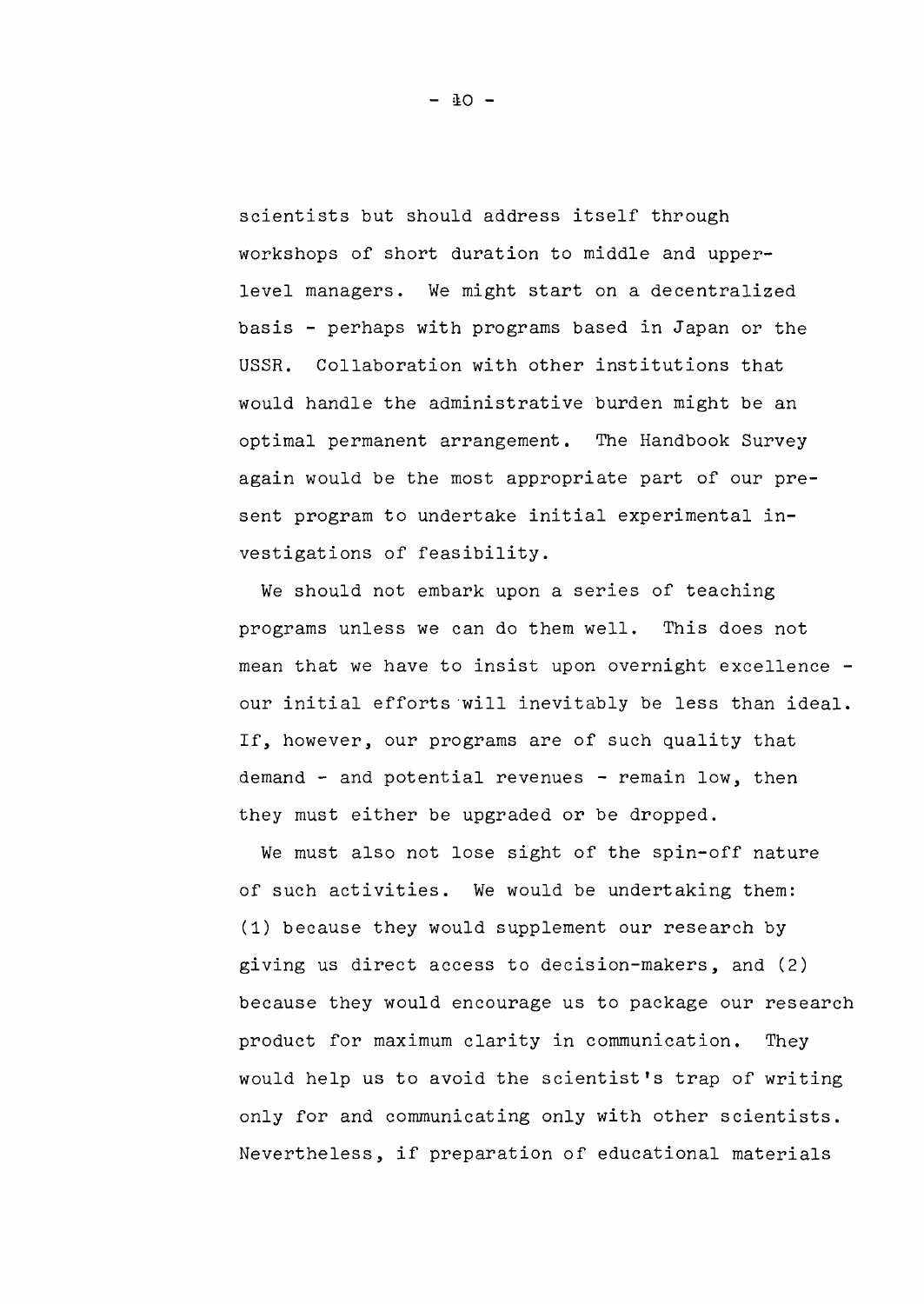scientists but should address itself through workshops of short duration to middle and upper-level managers. We might start on a decentralized basis - perhaps with programs based in Japan or the USSR. Collaboration with other institutions that would handle the administrative burden might be an optimal permanent arrangement. The Handbook Survey again would be the most appropriate part of our present program to undertake initial experimental investigations of feasibility.

We should not embark upon a series of teaching programs unless we can do them well. This does not mean that we have to insist upon overnight excellence - our initial efforts will inevitably be less than ideal. If, however, our programs are of such quality that demand - and potential revenues - remain low, then they must either be upgraded or be dropped.

We must also not lose sight of the spin-off nature of such activities. We would be undertaking them: (1) because they would supplement our research by giving us direct access to decision-makers, and (2) because they would encourage us to package our research product for maximum clarity in communication. They would help us to avoid the scientist's trap of writing only for and communicating only with other scientists. Nevertheless, if preparation of educational materials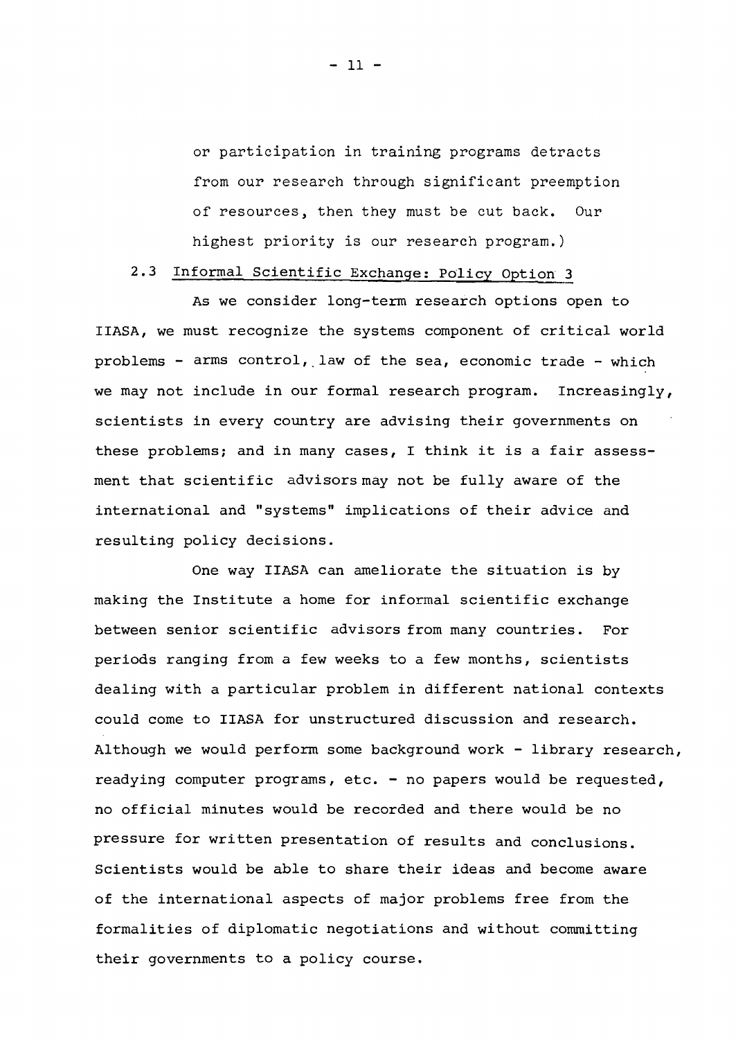or participation in training programs detracts from our research through significant preemption of resources, then they must be cut back. Our highest priority is our research program.)

### 2.3 Informal Scientific Exchange: Policy Option 3

As we consider long-term research options open to IIASA, we must recognize the systems component of critical world problems - arms control, law of the sea, economic trade - which we may not include in our formal research program. Increasingly, scientists in every country are advising their governments on these problems; and in many cases, I think it is a fair assessment that scientific advisors may not be fully aware of the international and "systems" implications of their advice and resulting policy decisions.

One way IIASA can ameliorate the situation is by making the Institute a home for informal scientific exchange between senior scientific advisors from many countries. For periods ranging from a few weeks to a few months, scientists dealing with a particular problem in different national contexts could come to IIASA for unstructured discussion and research. Although we would perform some background work - library research, readying computer programs, etc. - no papers would be requested, no official minutes would be recorded and there would be no pressure for written presentation of results and conclusions. Scientists would be able to share their ideas and become aware of the international aspects of major problems free from the formalities of diplomatic negotiations and without committing their governments to a policy course.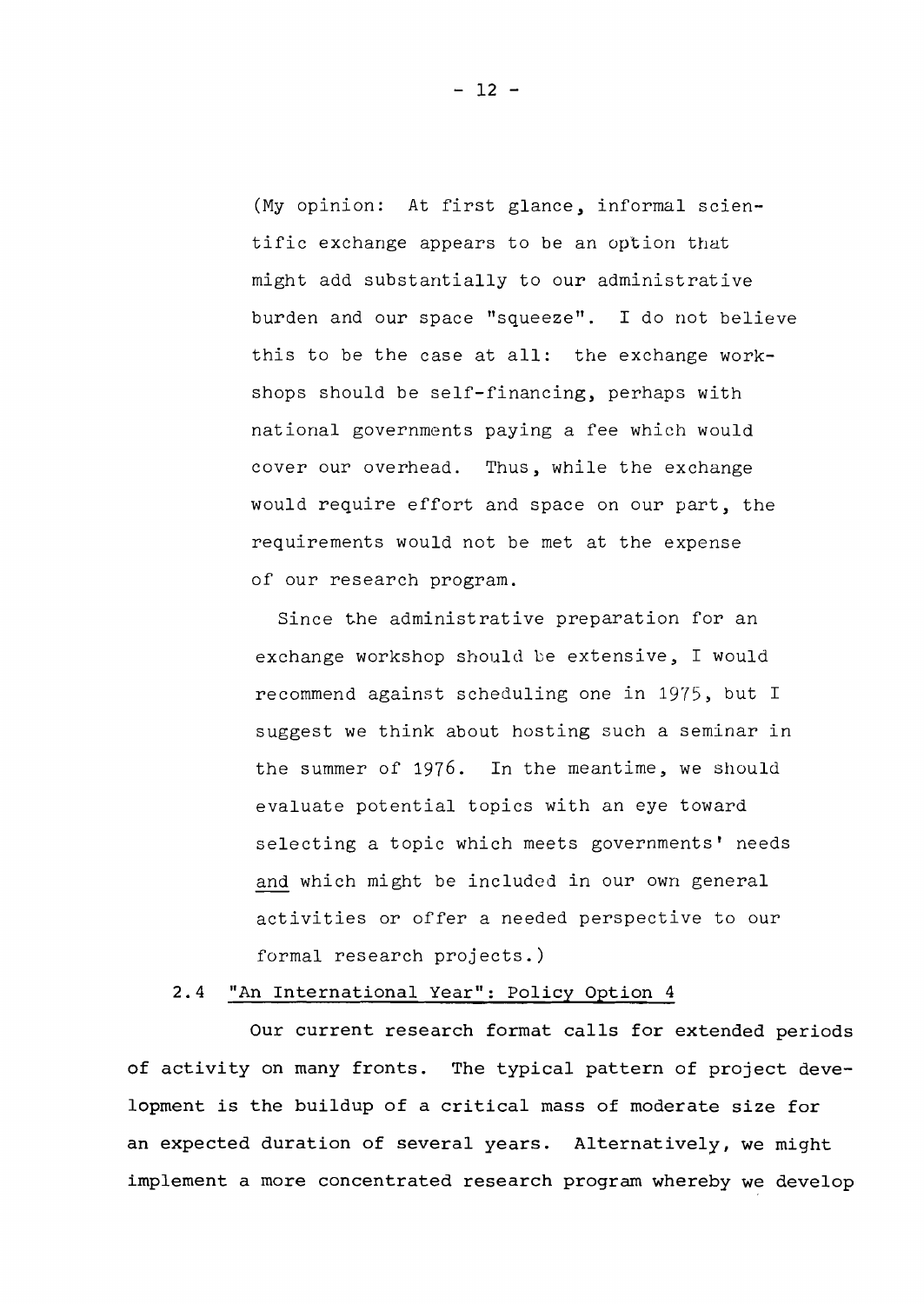(My opinion: At first glance, informal scientific exchange appears to be an option that might add substantially to our administrative burden and our space "squeeze". I do not believe this to be the case at all: the exchange workshops should be self-financing, perhaps with national governments paying a fee which would cover our overhead. Thus, while the exchange would require effort and space on our part, the requirements would not be met at the expense of our research program.

Since the administrative preparation for an exchange workshop should be extensive, I would recommend against scheduling one in 1975, but I suggest we think about hosting such a seminar in the summer of 1976. In the meantime, we should evaluate potential topics with an eye toward selecting a topic which meets governments' needs and which might be included in our own general activities or offer a needed perspective to our formal research projects.)

### 2.4 "An International Year": Policy Option 4

Our current research format calls for extended periods of activity on many fronts. The typical pattern of project development is the buildup of a critical mass of moderate size for an expected duration of several years. Alternatively, we might implement a more concentrated research program whereby we develop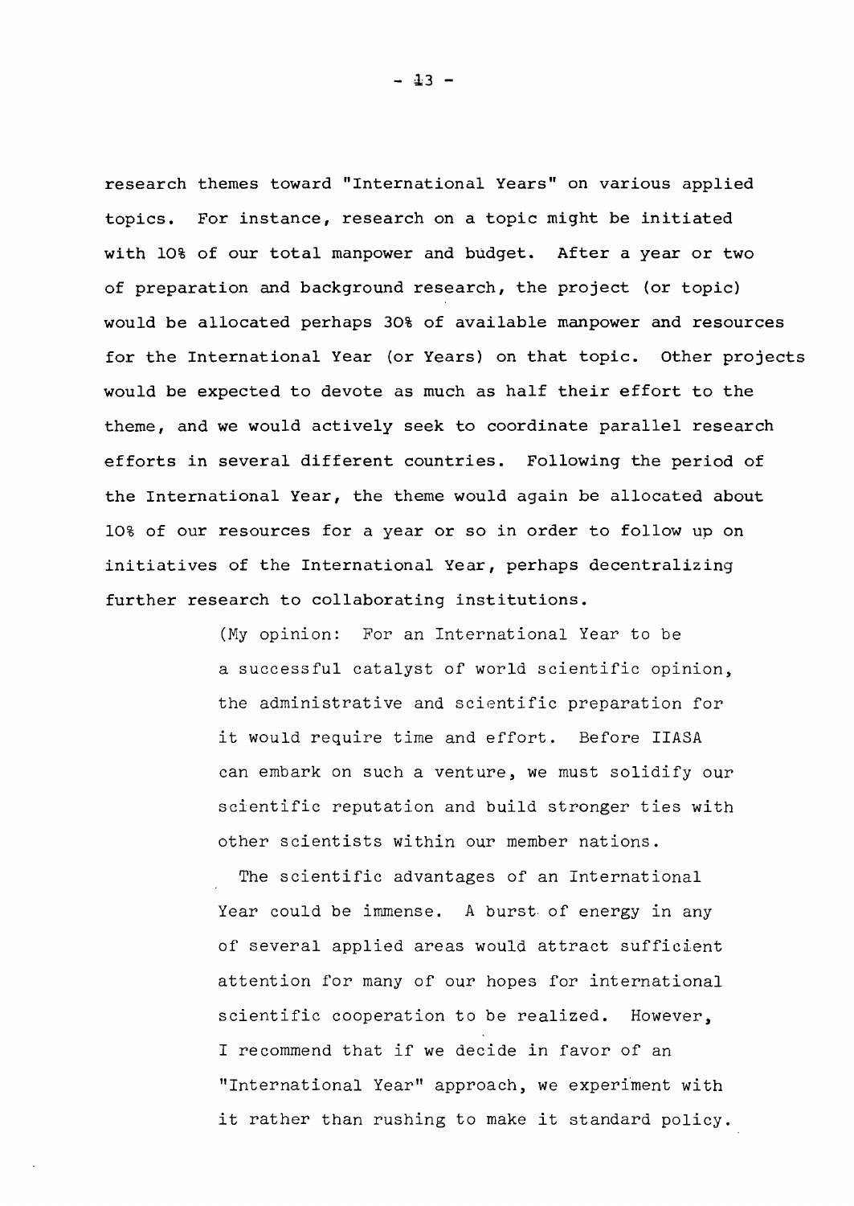research themes toward "International Years" on various applied topics. For instance, research on a topic might be initiated with 10% of our total manpower and budget. After a year or two of preparation and background research, the project (or topic) would be allocated perhaps 30% of available manpower and resources for the International Year (or Years) on that topic. Other projects would be expected to devote as much as half their effort to the theme, and we would actively seek to coordinate parallel research efforts in several different countries. Following the period of the International Year, the theme would again be allocated about 10% of our resources for a year or so in order to follow up on initiatives of the International Year, perhaps decentralizing further research to collaborating institutions.

> (My opinion: For an International Year to be a successful catalyst of world scientific opinion, the administrative and scientific preparation for it would require time and effort. Before IIASA can embark on such a venture, we must solidify our scientific reputation and build stronger ties with other scientists within our member nations.
>
> The scientific advantages of an International Year could be immense. A burst of energy in any of several applied areas would attract sufficient attention for many of our hopes for international scientific cooperation to be realized. However, I recommend that if we decide in favor of an "International Year" approach, we experiment with it rather than rushing to make it standard policy.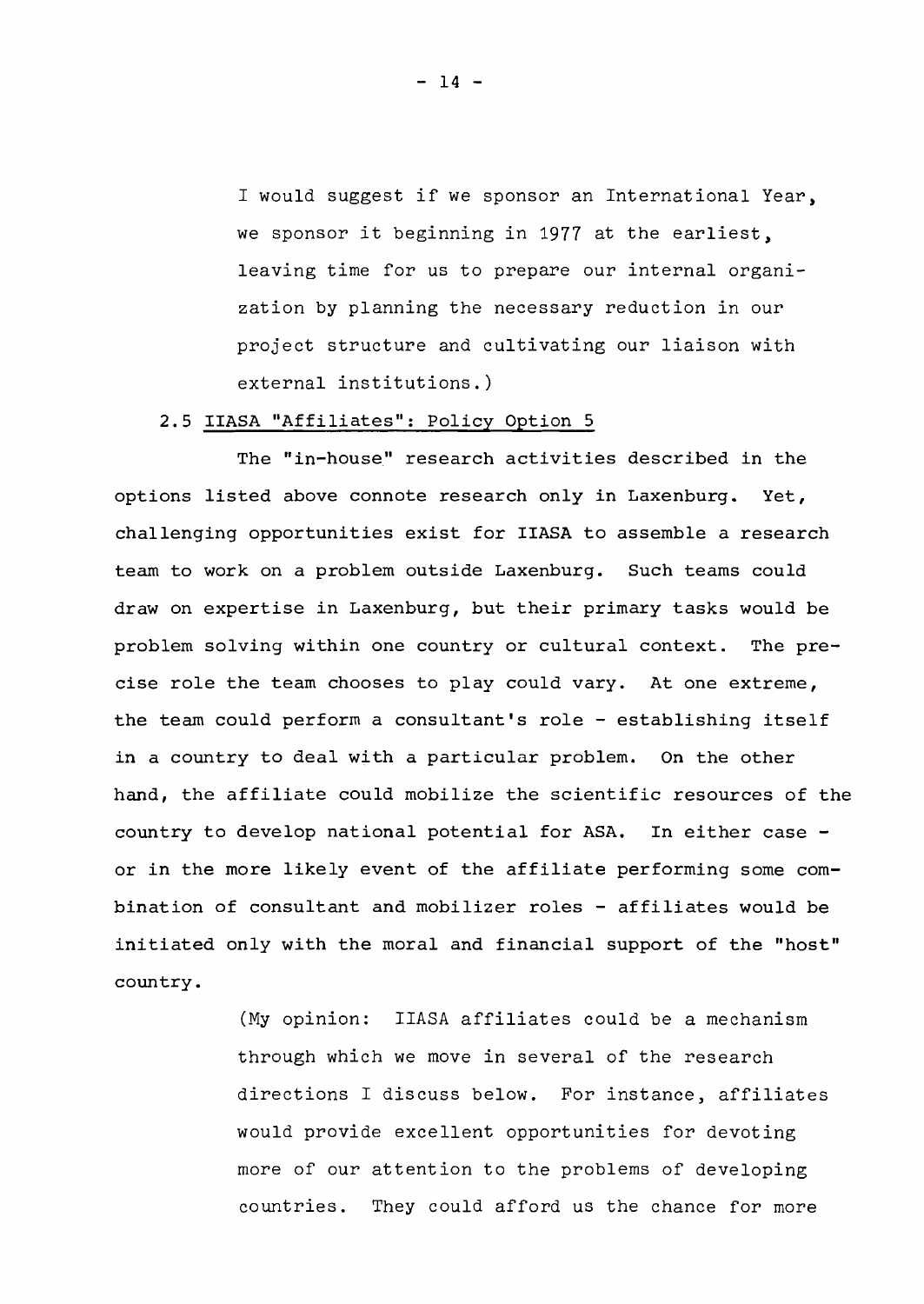I would suggest if we sponsor an International Year, we sponsor it beginning in 1977 at the earliest, leaving time for us to prepare our internal organization by planning the necessary reduction in our project structure and cultivating our liaison with external institutions.)

### 2.5 IIASA "Affiliates": Policy Option 5

The "in-house" research activities described in the options listed above connote research only in Laxenburg. Yet, challenging opportunities exist for IIASA to assemble a research team to work on a problem outside Laxenburg. Such teams could draw on expertise in Laxenburg, but their primary tasks would be problem solving within one country or cultural context. The precise role the team chooses to play could vary. At one extreme, the team could perform a consultant's role - establishing itself in a country to deal with a particular problem. On the other hand, the affiliate could mobilize the scientific resources of the country to develop national potential for ASA. In either case - or in the more likely event of the affiliate performing some combination of consultant and mobilizer roles - affiliates would be initiated only with the moral and financial support of the "host" country.

(My opinion: IIASA affiliates could be a mechanism through which we move in several of the research directions I discuss below. For instance, affiliates would provide excellent opportunities for devoting more of our attention to the problems of developing countries. They could afford us the chance for more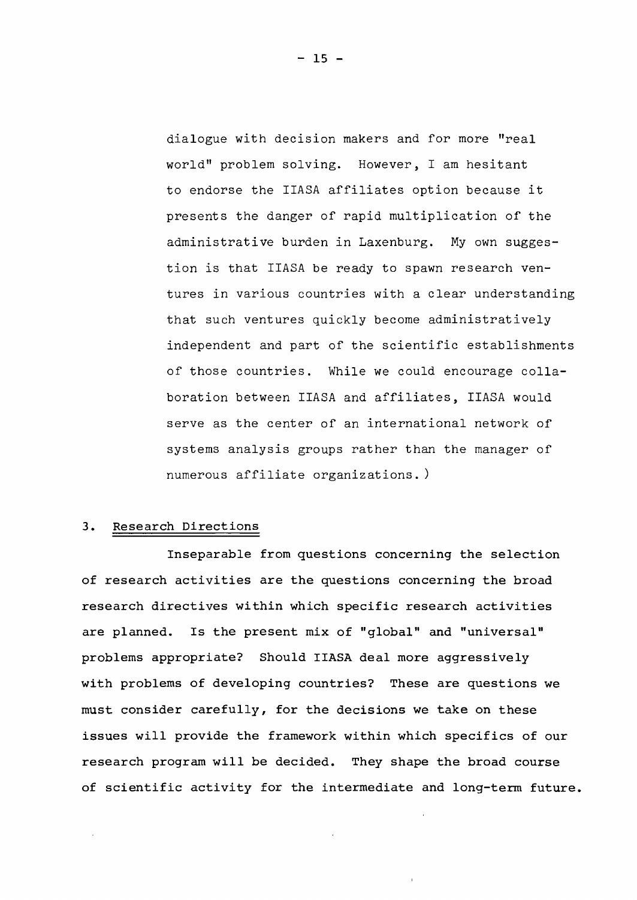dialogue with decision makers and for more "real world" problem solving. However, I am hesitant to endorse the IIASA affiliates option because it presents the danger of rapid multiplication of the administrative burden in Laxenburg. My own suggestion is that IIASA be ready to spawn research ventures in various countries with a clear understanding that such ventures quickly become administratively independent and part of the scientific establishments of those countries. While we could encourage collaboration between IIASA and affiliates, IIASA would serve as the center of an international network of systems analysis groups rather than the manager of numerous affiliate organizations.)

## 3. Research Directions

Inseparable from questions concerning the selection of research activities are the questions concerning the broad research directives within which specific research activities are planned. Is the present mix of "global" and "universal" problems appropriate? Should IIASA deal more aggressively with problems of developing countries? These are questions we must consider carefully, for the decisions we take on these issues will provide the framework within which specifics of our research program will be decided. They shape the broad course of scientific activity for the intermediate and long-term future.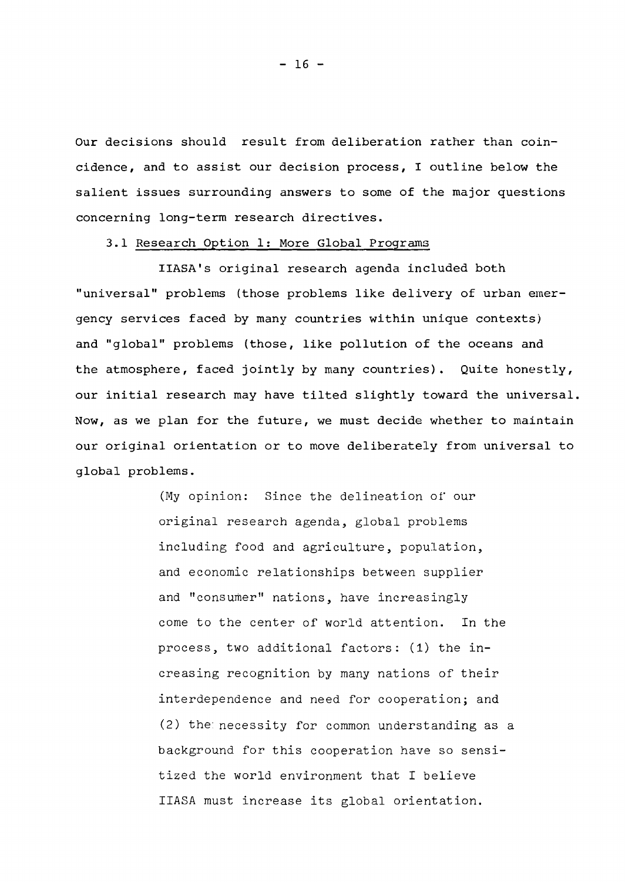Our decisions should result from deliberation rather than coincidence, and to assist our decision process, I outline below the salient issues surrounding answers to some of the major questions concerning long-term research directives.

### 3.1 Research Option 1: More Global Programs

IIASA's original research agenda included both "universal" problems (those problems like delivery of urban emergency services faced by many countries within unique contexts) and "global" problems (those, like pollution of the oceans and the atmosphere, faced jointly by many countries). Quite honestly, our initial research may have tilted slightly toward the universal. Now, as we plan for the future, we must decide whether to maintain our original orientation or to move deliberately from universal to global problems.

> (My opinion: Since the delineation of our original research agenda, global problems including food and agriculture, population, and economic relationships between supplier and "consumer" nations, have increasingly come to the center of world attention. In the process, two additional factors: (1) the increasing recognition by many nations of their interdependence and need for cooperation; and (2) the necessity for common understanding as a background for this cooperation have so sensitized the world environment that I believe IIASA must increase its global orientation.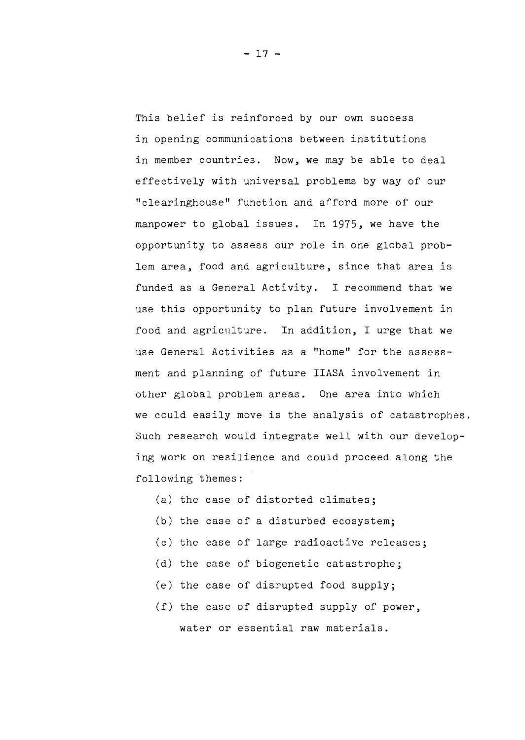This belief is reinforced by our own success in opening communications between institutions in member countries. Now, we may be able to deal effectively with universal problems by way of our "clearinghouse" function and afford more of our manpower to global issues. In 1975, we have the opportunity to assess our role in one global problem area, food and agriculture, since that area is funded as a General Activity. I recommend that we use this opportunity to plan future involvement in food and agriculture. In addition, I urge that we use General Activities as a "home" for the assessment and planning of future IIASA involvement in other global problem areas. One area into which we could easily move is the analysis of catastrophes. Such research would integrate well with our developing work on resilience and could proceed along the following themes:

(a) the case of distorted climates;

(b) the case of a disturbed ecosystem;

(c) the case of large radioactive releases;

(d) the case of biogenetic catastrophe;

(e) the case of disrupted food supply;

(f) the case of disrupted supply of power, water or essential raw materials.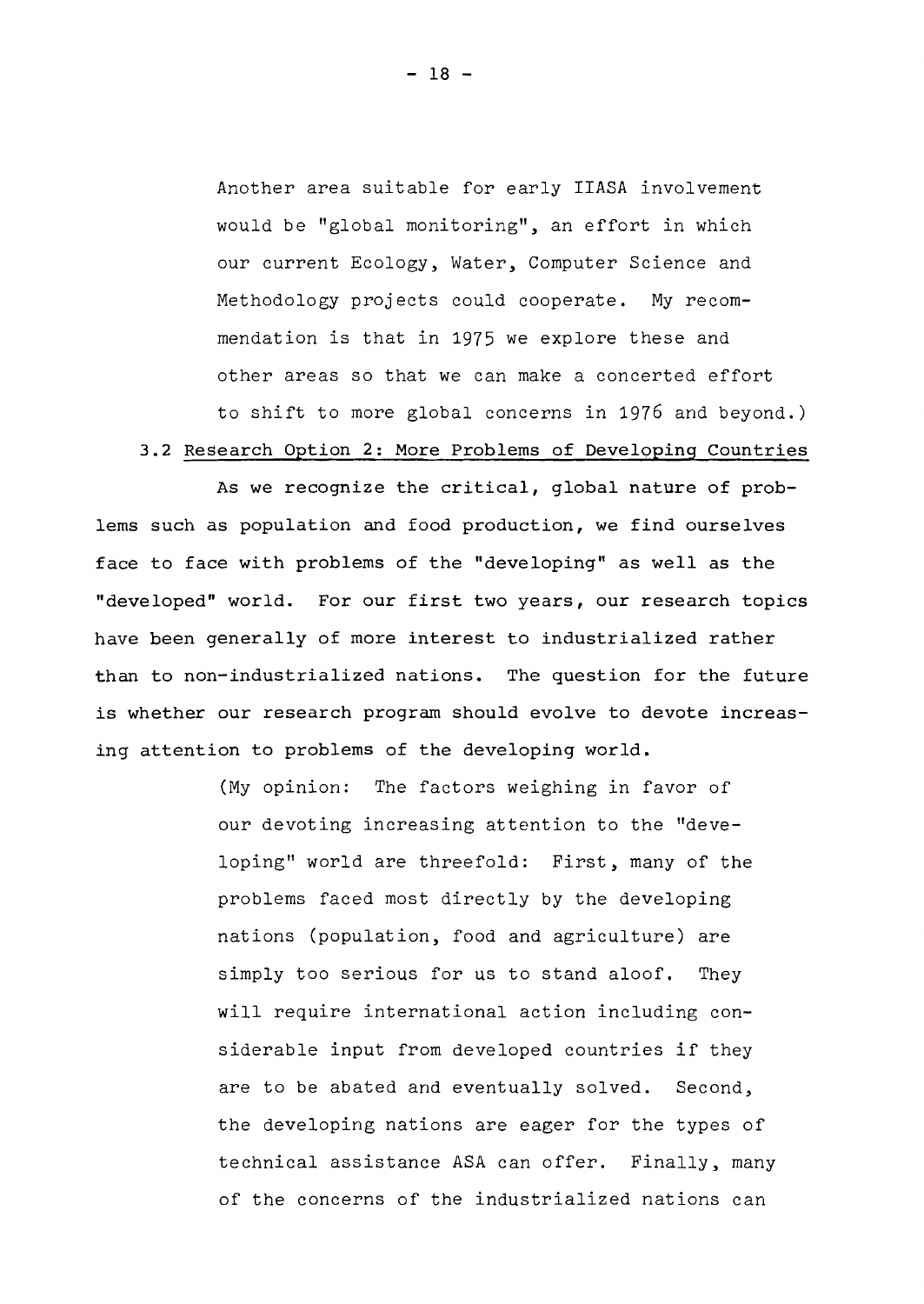Another area suitable for early IIASA involvement would be "global monitoring", an effort in which our current Ecology, Water, Computer Science and Methodology projects could cooperate. My recommendation is that in 1975 we explore these and other areas so that we can make a concerted effort to shift to more global concerns in 1976 and beyond.)

### 3.2 Research Option 2: More Problems of Developing Countries

As we recognize the critical, global nature of problems such as population and food production, we find ourselves face to face with problems of the "developing" as well as the "developed" world. For our first two years, our research topics have been generally of more interest to industrialized rather than to non-industrialized nations. The question for the future is whether our research program should evolve to devote increasing attention to problems of the developing world.

(My opinion: The factors weighing in favor of our devoting increasing attention to the "developing" world are threefold: First, many of the problems faced most directly by the developing nations (population, food and agriculture) are simply too serious for us to stand aloof. They will require international action including considerable input from developed countries if they are to be abated and eventually solved. Second, the developing nations are eager for the types of technical assistance ASA can offer. Finally, many of the concerns of the industrialized nations can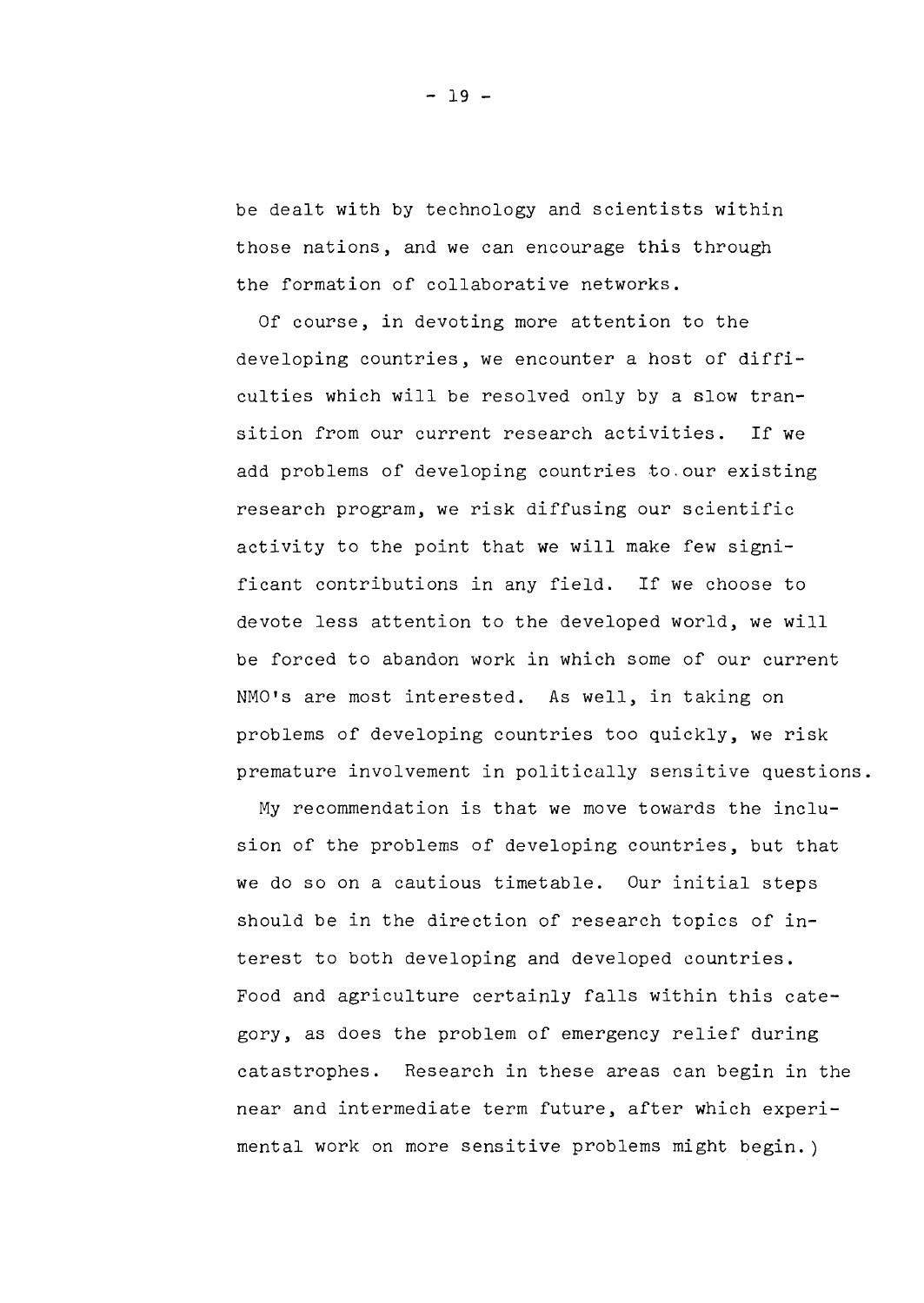be dealt with by technology and scientists within those nations, and we can encourage this through the formation of collaborative networks.

Of course, in devoting more attention to the developing countries, we encounter a host of difficulties which will be resolved only by a slow transition from our current research activities. If we add problems of developing countries to our existing research program, we risk diffusing our scientific activity to the point that we will make few significant contributions in any field. If we choose to devote less attention to the developed world, we will be forced to abandon work in which some of our current NMO's are most interested. As well, in taking on problems of developing countries too quickly, we risk premature involvement in politically sensitive questions.

My recommendation is that we move towards the inclusion of the problems of developing countries, but that we do so on a cautious timetable. Our initial steps should be in the direction of research topics of interest to both developing and developed countries. Food and agriculture certainly falls within this category, as does the problem of emergency relief during catastrophes. Research in these areas can begin in the near and intermediate term future, after which experimental work on more sensitive problems might begin.)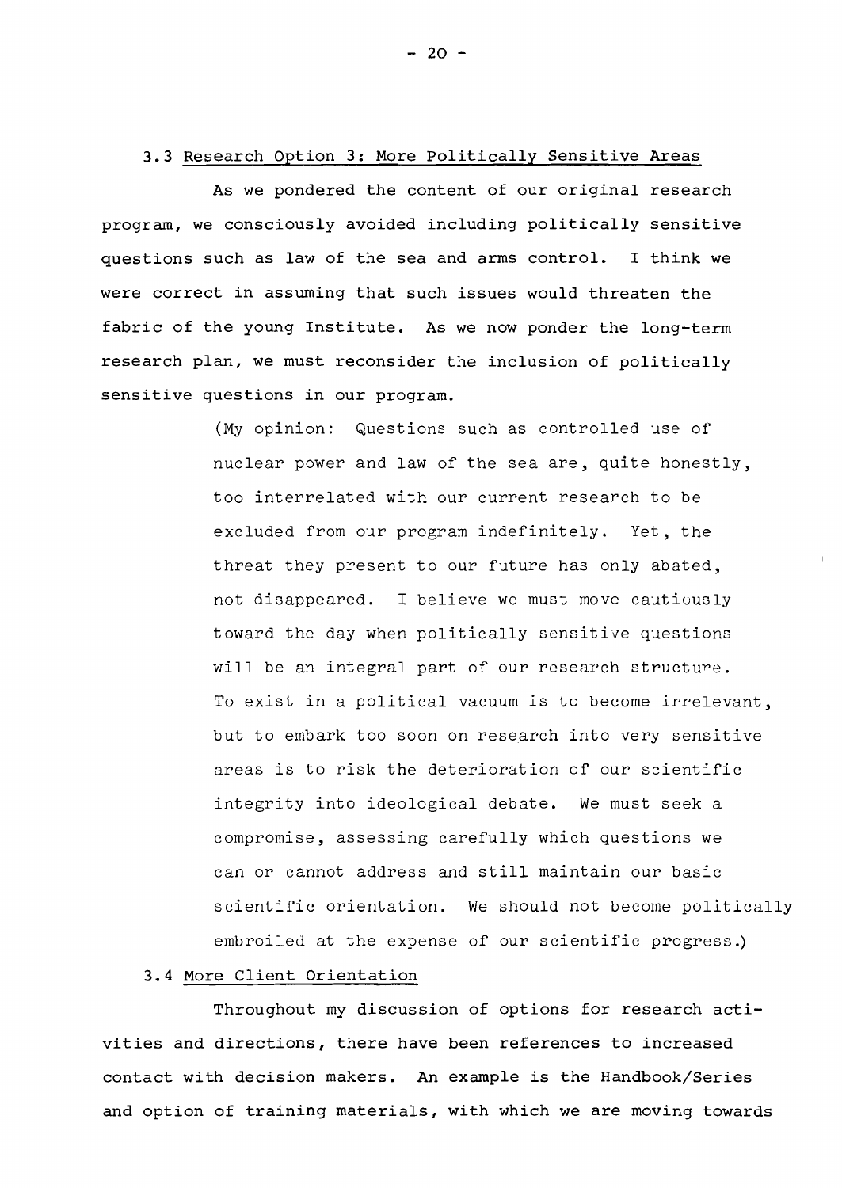### 3.3 Research Option 3: More Politically Sensitive Areas

As we pondered the content of our original research program, we consciously avoided including politically sensitive questions such as law of the sea and arms control. I think we were correct in assuming that such issues would threaten the fabric of the young Institute. As we now ponder the long-term research plan, we must reconsider the inclusion of politically sensitive questions in our program.

> (My opinion: Questions such as controlled use of nuclear power and law of the sea are, quite honestly, too interrelated with our current research to be excluded from our program indefinitely. Yet, the threat they present to our future has only abated, not disappeared. I believe we must move cautiously toward the day when politically sensitive questions will be an integral part of our research structure. To exist in a political vacuum is to become irrelevant, but to embark too soon on research into very sensitive areas is to risk the deterioration of our scientific integrity into ideological debate. We must seek a compromise, assessing carefully which questions we can or cannot address and still maintain our basic scientific orientation. We should not become politically embroiled at the expense of our scientific progress.)

### 3.4 More Client Orientation

Throughout my discussion of options for research activities and directions, there have been references to increased contact with decision makers. An example is the Handbook/Series and option of training materials, with which we are moving towards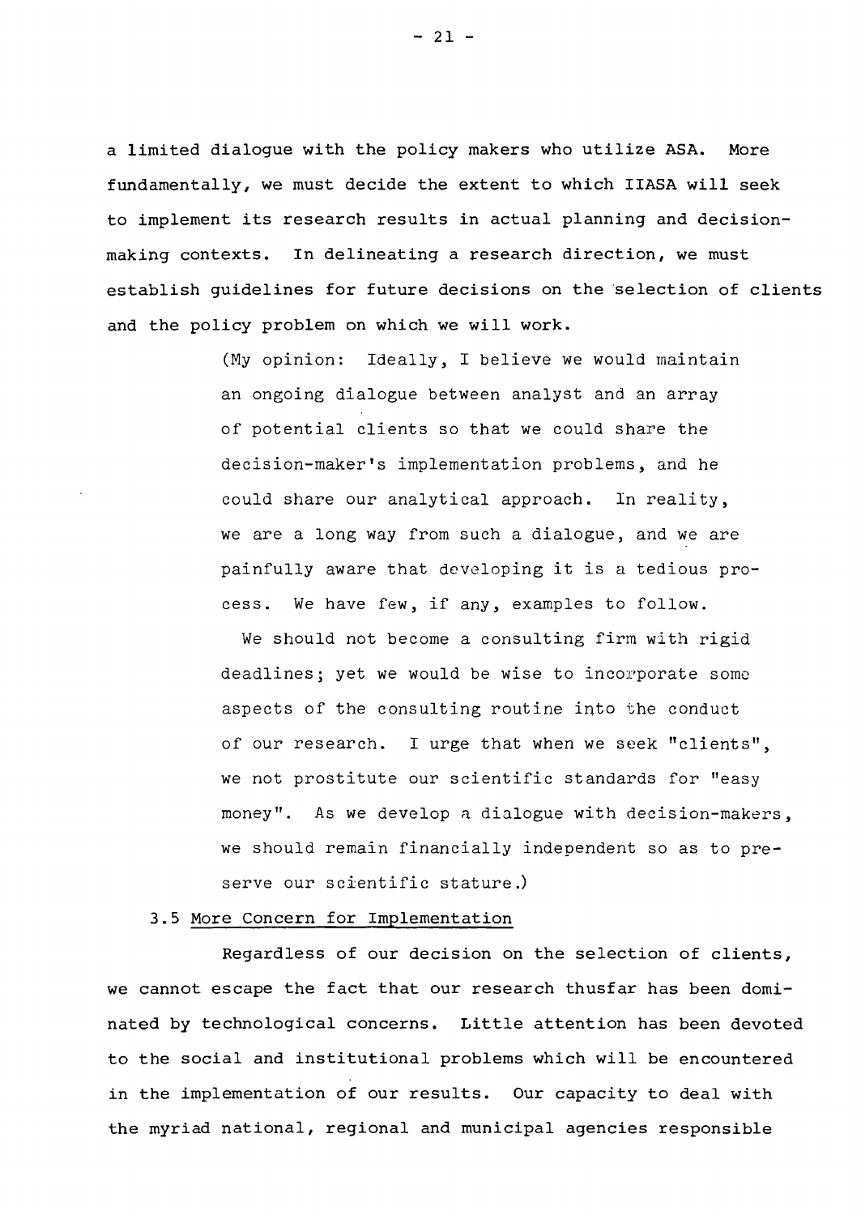a limited dialogue with the policy makers who utilize ASA. More fundamentally, we must decide the extent to which IIASA will seek to implement its research results in actual planning and decision-making contexts. In delineating a research direction, we must establish guidelines for future decisions on the selection of clients and the policy problem on which we will work.

> (My opinion: Ideally, I believe we would maintain an ongoing dialogue between analyst and an array of potential clients so that we could share the decision-maker's implementation problems, and he could share our analytical approach. In reality, we are a long way from such a dialogue, and we are painfully aware that developing it is a tedious process. We have few, if any, examples to follow.
>
> We should not become a consulting firm with rigid deadlines; yet we would be wise to incorporate some aspects of the consulting routine into the conduct of our research. I urge that when we seek "clients", we not prostitute our scientific standards for "easy money". As we develop a dialogue with decision-makers, we should remain financially independent so as to preserve our scientific stature.)

### 3.5 More Concern for Implementation

Regardless of our decision on the selection of clients, we cannot escape the fact that our research thusfar has been dominated by technological concerns. Little attention has been devoted to the social and institutional problems which will be encountered in the implementation of our results. Our capacity to deal with the myriad national, regional and municipal agencies responsible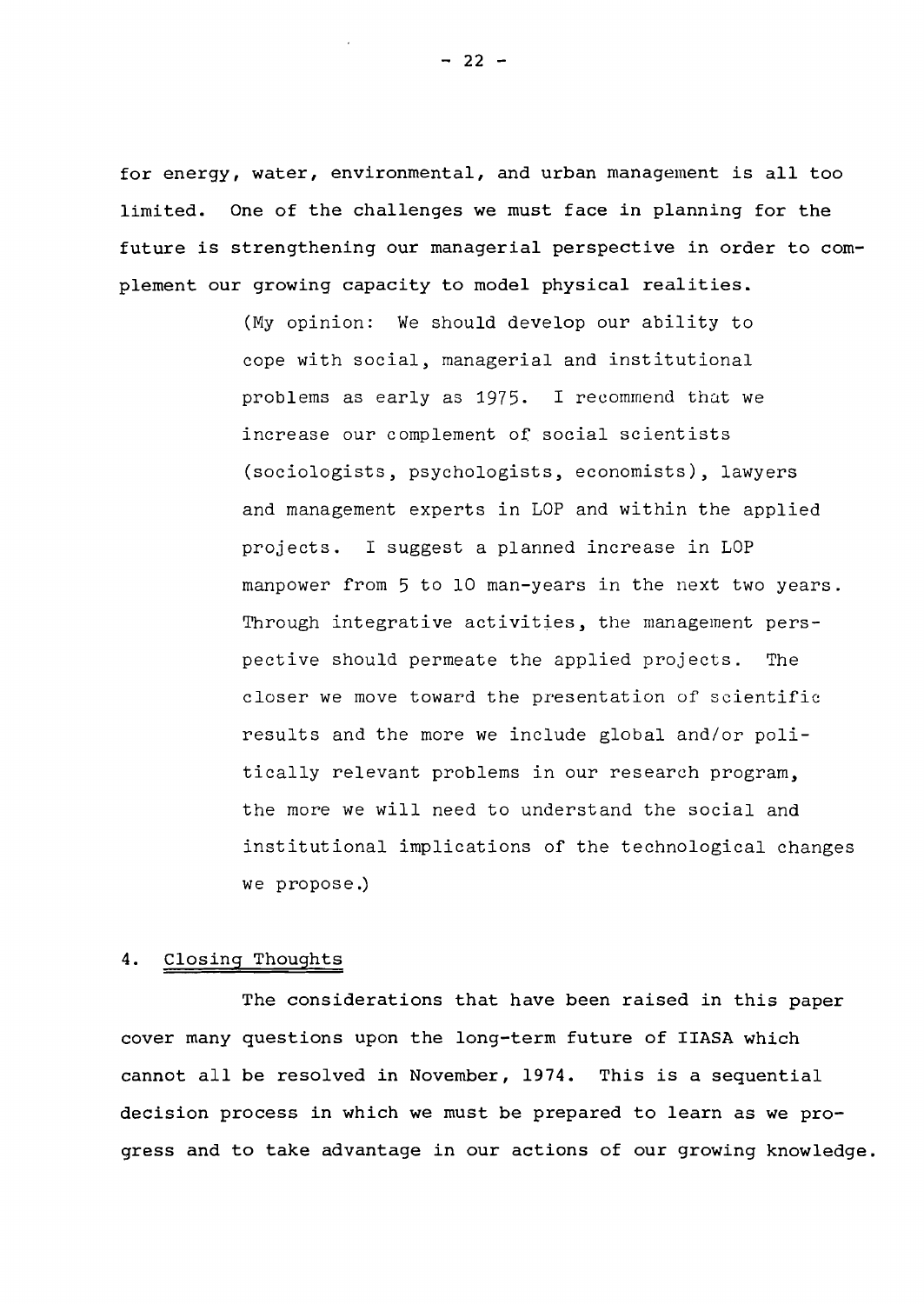for energy, water, environmental, and urban management is all too limited. One of the challenges we must face in planning for the future is strengthening our managerial perspective in order to complement our growing capacity to model physical realities.

> (My opinion: We should develop our ability to cope with social, managerial and institutional problems as early as 1975. I recommend that we increase our complement of social scientists (sociologists, psychologists, economists), lawyers and management experts in LOP and within the applied projects. I suggest a planned increase in LOP manpower from 5 to 10 man-years in the next two years. Through integrative activities, the management perspective should permeate the applied projects. The closer we move toward the presentation of scientific results and the more we include global and/or politically relevant problems in our research program, the more we will need to understand the social and institutional implications of the technological changes we propose.)

## 4. Closing Thoughts

The considerations that have been raised in this paper cover many questions upon the long-term future of IIASA which cannot all be resolved in November, 1974. This is a sequential decision process in which we must be prepared to learn as we progress and to take advantage in our actions of our growing knowledge.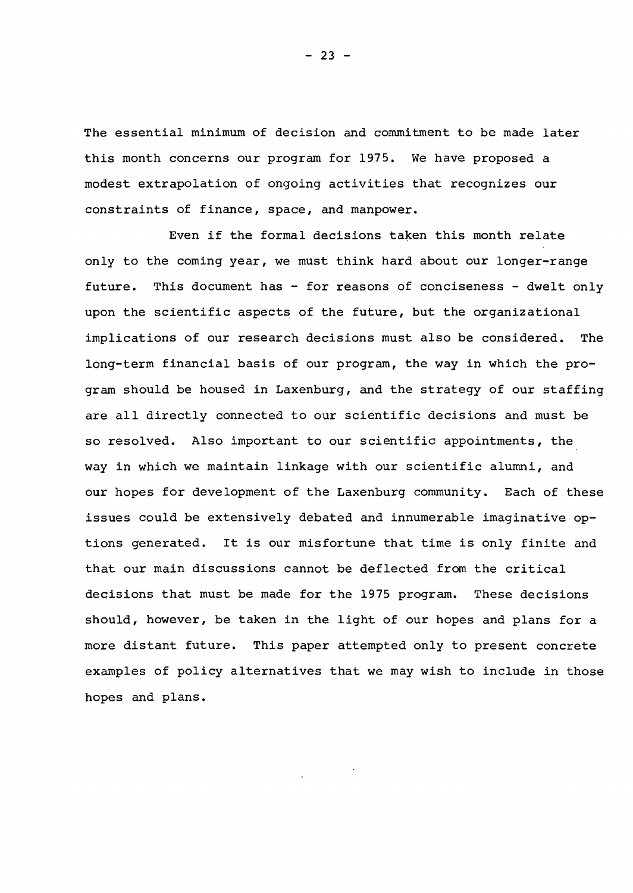The essential minimum of decision and commitment to be made later this month concerns our program for 1975. We have proposed a modest extrapolation of ongoing activities that recognizes our constraints of finance, space, and manpower.

Even if the formal decisions taken this month relate only to the coming year, we must think hard about our longer-range future. This document has - for reasons of conciseness - dwelt only upon the scientific aspects of the future, but the organizational implications of our research decisions must also be considered. The long-term financial basis of our program, the way in which the program should be housed in Laxenburg, and the strategy of our staffing are all directly connected to our scientific decisions and must be so resolved. Also important to our scientific appointments, the way in which we maintain linkage with our scientific alumni, and our hopes for development of the Laxenburg community. Each of these issues could be extensively debated and innumerable imaginative options generated. It is our misfortune that time is only finite and that our main discussions cannot be deflected from the critical decisions that must be made for the 1975 program. These decisions should, however, be taken in the light of our hopes and plans for a more distant future. This paper attempted only to present concrete examples of policy alternatives that we may wish to include in those hopes and plans.